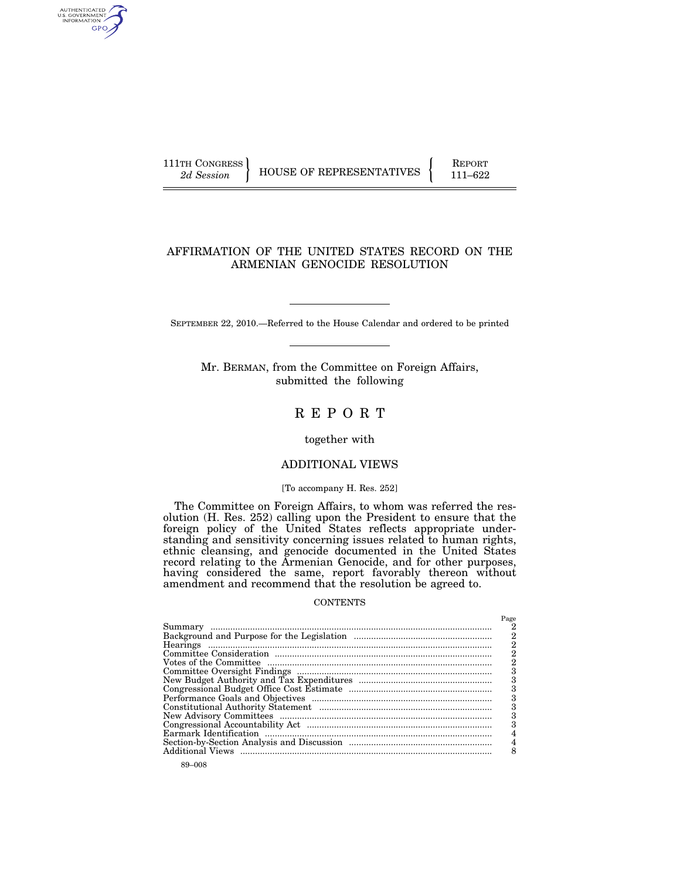111TH CONGRESS
*2d Session*

HOUSE OF REPRESENTATIVES

REPORT
111–622

# AFFIRMATION OF THE UNITED STATES RECORD ON THE ARMENIAN GENOCIDE RESOLUTION

SEPTEMBER 22, 2010.—Referred to the House Calendar and ordered to be printed

Mr. BERMAN, from the Committee on Foreign Affairs, submitted the following

# REPORT

together with

## ADDITIONAL VIEWS

[To accompany H. Res. 252]

The Committee on Foreign Affairs, to whom was referred the resolution (H. Res. 252) calling upon the President to ensure that the foreign policy of the United States reflects appropriate understanding and sensitivity concerning issues related to human rights, ethnic cleansing, and genocide documented in the United States record relating to the Armenian Genocide, and for other purposes, having considered the same, report favorably thereon without amendment and recommend that the resolution be agreed to.

CONTENTS

| | Page |
|---|---|
| Summary | 2 |
| Background and Purpose for the Legislation | 2 |
| Hearings | 2 |
| Committee Consideration | 2 |
| Votes of the Committee | 2 |
| Committee Oversight Findings | 3 |
| New Budget Authority and Tax Expenditures | 3 |
| Congressional Budget Office Cost Estimate | 3 |
| Performance Goals and Objectives | 3 |
| Constitutional Authority Statement | 3 |
| New Advisory Committees | 3 |
| Congressional Accountability Act | 3 |
| Earmark Identification | 4 |
| Section-by-Section Analysis and Discussion | 4 |
| Additional Views | 8 |

89–008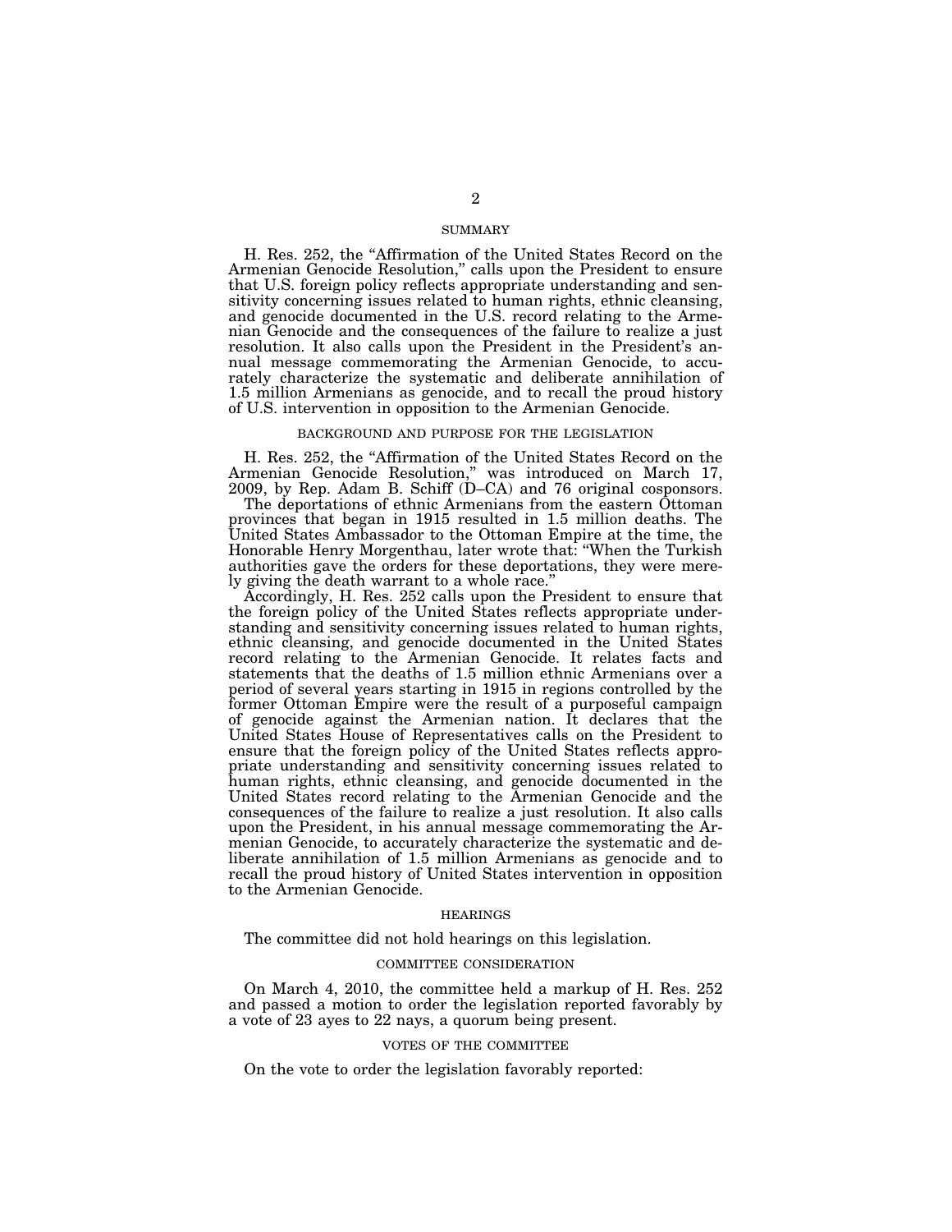## SUMMARY

H. Res. 252, the "Affirmation of the United States Record on the Armenian Genocide Resolution," calls upon the President to ensure that U.S. foreign policy reflects appropriate understanding and sensitivity concerning issues related to human rights, ethnic cleansing, and genocide documented in the U.S. record relating to the Armenian Genocide and the consequences of the failure to realize a just resolution. It also calls upon the President in the President's annual message commemorating the Armenian Genocide, to accurately characterize the systematic and deliberate annihilation of 1.5 million Armenians as genocide, and to recall the proud history of U.S. intervention in opposition to the Armenian Genocide.

## BACKGROUND AND PURPOSE FOR THE LEGISLATION

H. Res. 252, the "Affirmation of the United States Record on the Armenian Genocide Resolution," was introduced on March 17, 2009, by Rep. Adam B. Schiff (D–CA) and 76 original cosponsors.

The deportations of ethnic Armenians from the eastern Ottoman provinces that began in 1915 resulted in 1.5 million deaths. The United States Ambassador to the Ottoman Empire at the time, the Honorable Henry Morgenthau, later wrote that: "When the Turkish authorities gave the orders for these deportations, they were merely giving the death warrant to a whole race."

Accordingly, H. Res. 252 calls upon the President to ensure that the foreign policy of the United States reflects appropriate understanding and sensitivity concerning issues related to human rights, ethnic cleansing, and genocide documented in the United States record relating to the Armenian Genocide. It relates facts and statements that the deaths of 1.5 million ethnic Armenians over a period of several years starting in 1915 in regions controlled by the former Ottoman Empire were the result of a purposeful campaign of genocide against the Armenian nation. It declares that the United States House of Representatives calls on the President to ensure that the foreign policy of the United States reflects appropriate understanding and sensitivity concerning issues related to human rights, ethnic cleansing, and genocide documented in the United States record relating to the Armenian Genocide and the consequences of the failure to realize a just resolution. It also calls upon the President, in his annual message commemorating the Armenian Genocide, to accurately characterize the systematic and deliberate annihilation of 1.5 million Armenians as genocide and to recall the proud history of United States intervention in opposition to the Armenian Genocide.

## HEARINGS

The committee did not hold hearings on this legislation.

## COMMITTEE CONSIDERATION

On March 4, 2010, the committee held a markup of H. Res. 252 and passed a motion to order the legislation reported favorably by a vote of 23 ayes to 22 nays, a quorum being present.

## VOTES OF THE COMMITTEE

On the vote to order the legislation favorably reported: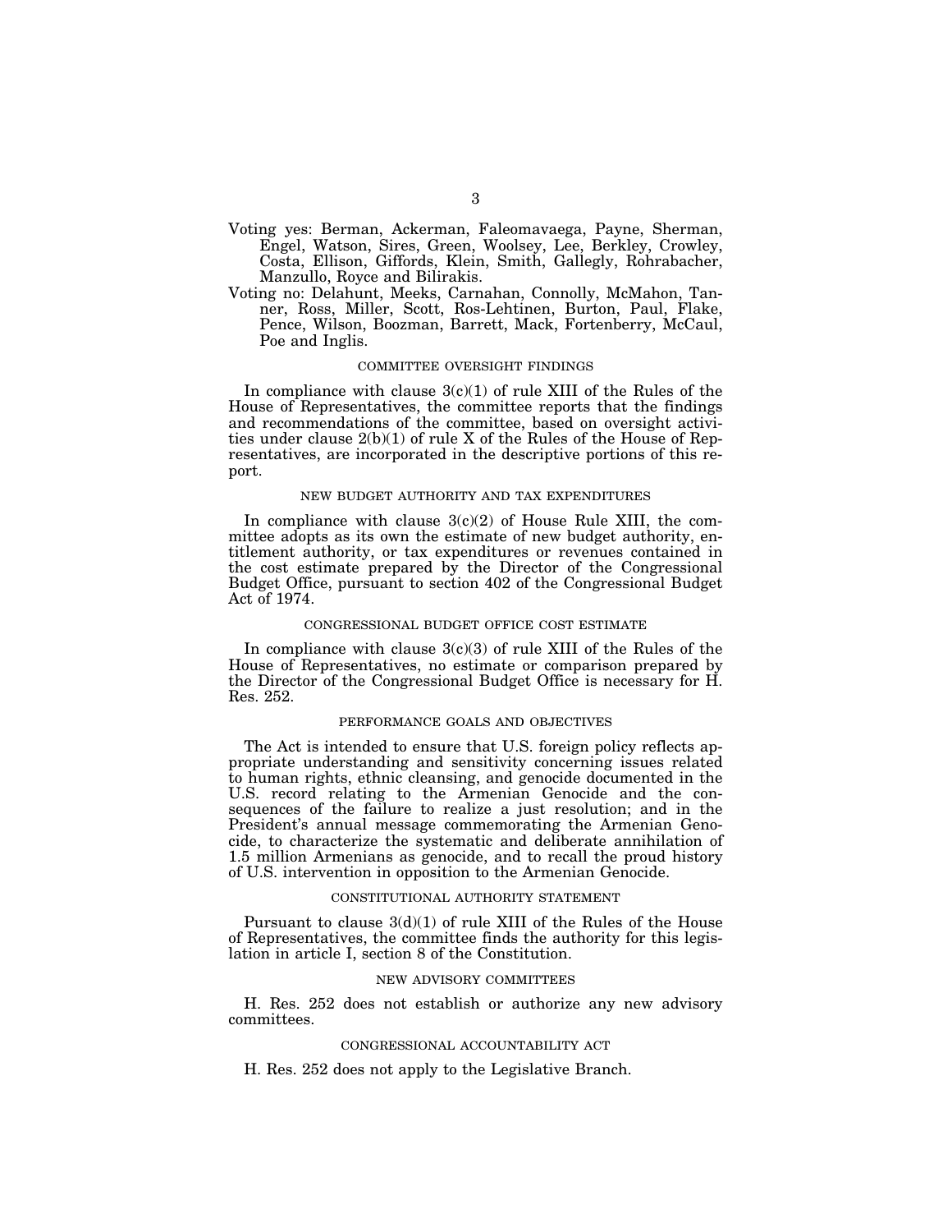Voting yes: Berman, Ackerman, Faleomavaega, Payne, Sherman, Engel, Watson, Sires, Green, Woolsey, Lee, Berkley, Crowley, Costa, Ellison, Giffords, Klein, Smith, Gallegly, Rohrabacher, Manzullo, Royce and Bilirakis.

Voting no: Delahunt, Meeks, Carnahan, Connolly, McMahon, Tanner, Ross, Miller, Scott, Ros-Lehtinen, Burton, Paul, Flake, Pence, Wilson, Boozman, Barrett, Mack, Fortenberry, McCaul, Poe and Inglis.

### COMMITTEE OVERSIGHT FINDINGS

In compliance with clause 3(c)(1) of rule XIII of the Rules of the House of Representatives, the committee reports that the findings and recommendations of the committee, based on oversight activities under clause 2(b)(1) of rule X of the Rules of the House of Representatives, are incorporated in the descriptive portions of this report.

### NEW BUDGET AUTHORITY AND TAX EXPENDITURES

In compliance with clause 3(c)(2) of House Rule XIII, the committee adopts as its own the estimate of new budget authority, entitlement authority, or tax expenditures or revenues contained in the cost estimate prepared by the Director of the Congressional Budget Office, pursuant to section 402 of the Congressional Budget Act of 1974.

### CONGRESSIONAL BUDGET OFFICE COST ESTIMATE

In compliance with clause 3(c)(3) of rule XIII of the Rules of the House of Representatives, no estimate or comparison prepared by the Director of the Congressional Budget Office is necessary for H. Res. 252.

### PERFORMANCE GOALS AND OBJECTIVES

The Act is intended to ensure that U.S. foreign policy reflects appropriate understanding and sensitivity concerning issues related to human rights, ethnic cleansing, and genocide documented in the U.S. record relating to the Armenian Genocide and the consequences of the failure to realize a just resolution; and in the President's annual message commemorating the Armenian Genocide, to characterize the systematic and deliberate annihilation of 1.5 million Armenians as genocide, and to recall the proud history of U.S. intervention in opposition to the Armenian Genocide.

### CONSTITUTIONAL AUTHORITY STATEMENT

Pursuant to clause 3(d)(1) of rule XIII of the Rules of the House of Representatives, the committee finds the authority for this legislation in article I, section 8 of the Constitution.

### NEW ADVISORY COMMITTEES

H. Res. 252 does not establish or authorize any new advisory committees.

### CONGRESSIONAL ACCOUNTABILITY ACT

H. Res. 252 does not apply to the Legislative Branch.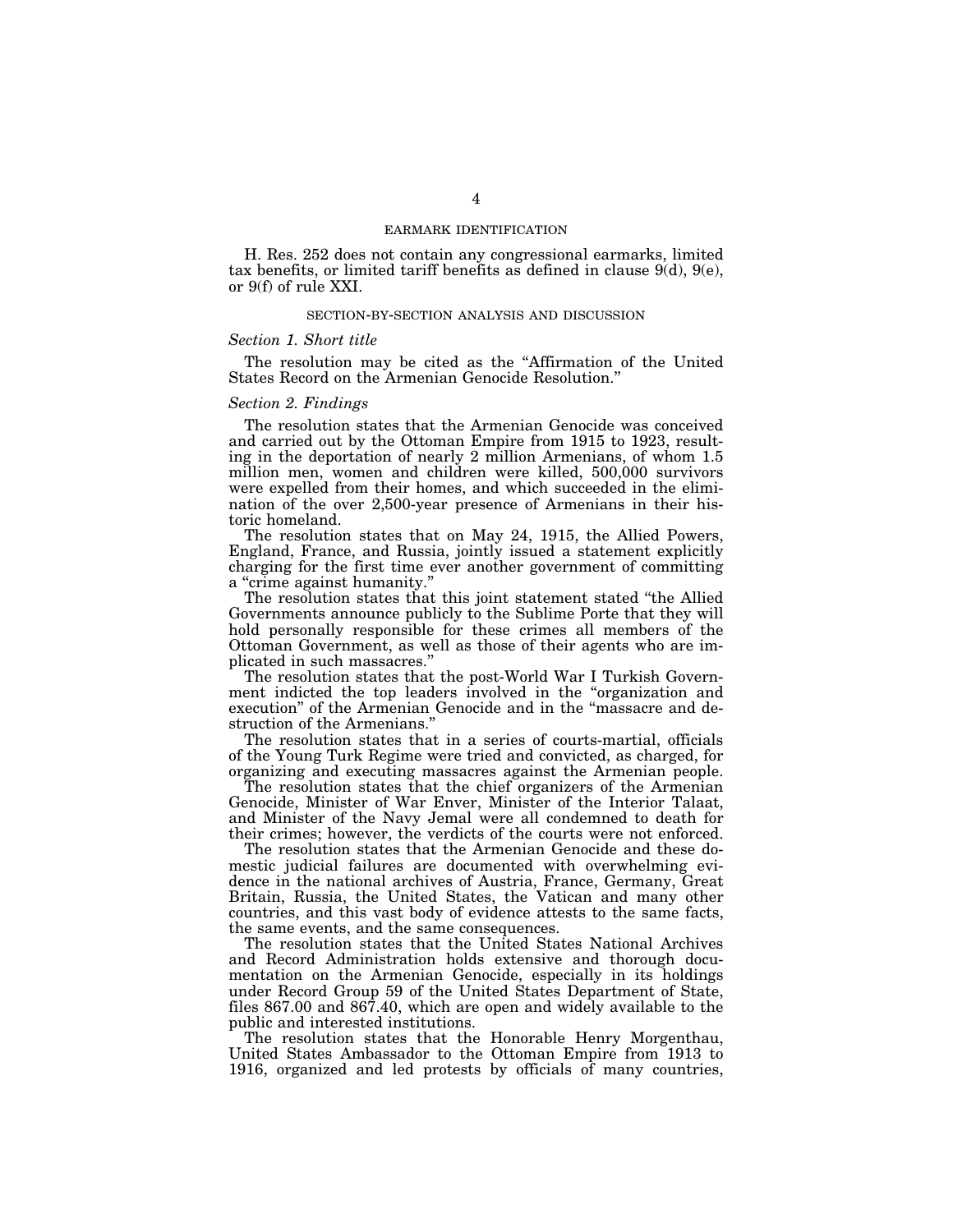## EARMARK IDENTIFICATION

H. Res. 252 does not contain any congressional earmarks, limited tax benefits, or limited tariff benefits as defined in clause 9(d), 9(e), or 9(f) of rule XXI.

## SECTION-BY-SECTION ANALYSIS AND DISCUSSION

### *Section 1. Short title*

The resolution may be cited as the "Affirmation of the United States Record on the Armenian Genocide Resolution."

### *Section 2. Findings*

The resolution states that the Armenian Genocide was conceived and carried out by the Ottoman Empire from 1915 to 1923, resulting in the deportation of nearly 2 million Armenians, of whom 1.5 million men, women and children were killed, 500,000 survivors were expelled from their homes, and which succeeded in the elimination of the over 2,500-year presence of Armenians in their historic homeland.

The resolution states that on May 24, 1915, the Allied Powers, England, France, and Russia, jointly issued a statement explicitly charging for the first time ever another government of committing a "crime against humanity."

The resolution states that this joint statement stated "the Allied Governments announce publicly to the Sublime Porte that they will hold personally responsible for these crimes all members of the Ottoman Government, as well as those of their agents who are implicated in such massacres."

The resolution states that the post-World War I Turkish Government indicted the top leaders involved in the "organization and execution" of the Armenian Genocide and in the "massacre and destruction of the Armenians."

The resolution states that in a series of courts-martial, officials of the Young Turk Regime were tried and convicted, as charged, for organizing and executing massacres against the Armenian people.

The resolution states that the chief organizers of the Armenian Genocide, Minister of War Enver, Minister of the Interior Talaat, and Minister of the Navy Jemal were all condemned to death for their crimes; however, the verdicts of the courts were not enforced.

The resolution states that the Armenian Genocide and these domestic judicial failures are documented with overwhelming evidence in the national archives of Austria, France, Germany, Great Britain, Russia, the United States, the Vatican and many other countries, and this vast body of evidence attests to the same facts, the same events, and the same consequences.

The resolution states that the United States National Archives and Record Administration holds extensive and thorough documentation on the Armenian Genocide, especially in its holdings under Record Group 59 of the United States Department of State, files 867.00 and 867.40, which are open and widely available to the public and interested institutions.

The resolution states that the Honorable Henry Morgenthau, United States Ambassador to the Ottoman Empire from 1913 to 1916, organized and led protests by officials of many countries,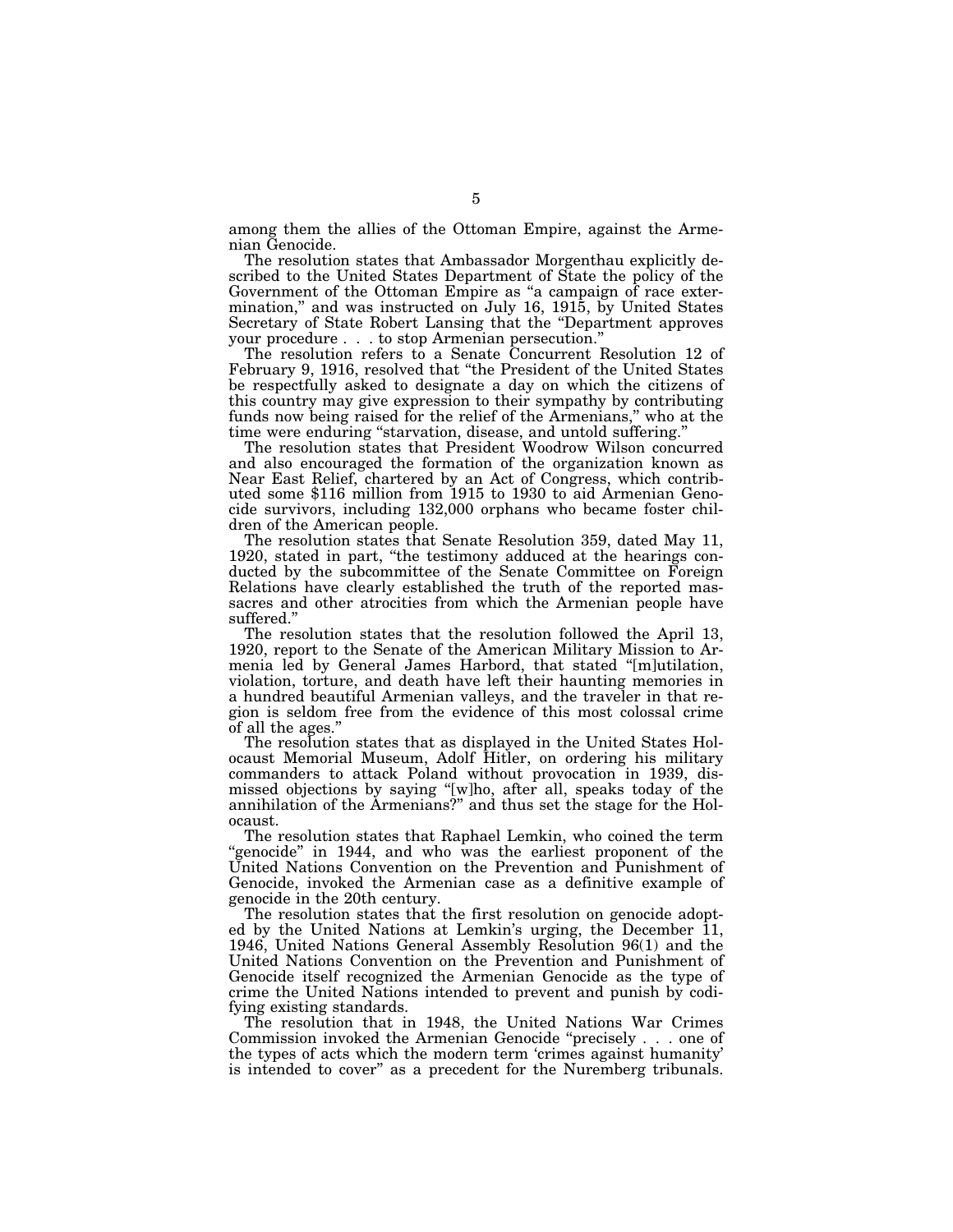among them the allies of the Ottoman Empire, against the Armenian Genocide.

The resolution states that Ambassador Morgenthau explicitly described to the United States Department of State the policy of the Government of the Ottoman Empire as "a campaign of race extermination," and was instructed on July 16, 1915, by United States Secretary of State Robert Lansing that the "Department approves your procedure . . . to stop Armenian persecution."

The resolution refers to a Senate Concurrent Resolution 12 of February 9, 1916, resolved that "the President of the United States be respectfully asked to designate a day on which the citizens of this country may give expression to their sympathy by contributing funds now being raised for the relief of the Armenians," who at the time were enduring "starvation, disease, and untold suffering."

The resolution states that President Woodrow Wilson concurred and also encouraged the formation of the organization known as Near East Relief, chartered by an Act of Congress, which contributed some $116 million from 1915 to 1930 to aid Armenian Genocide survivors, including 132,000 orphans who became foster children of the American people.

The resolution states that Senate Resolution 359, dated May 11, 1920, stated in part, "the testimony adduced at the hearings conducted by the subcommittee of the Senate Committee on Foreign Relations have clearly established the truth of the reported massacres and other atrocities from which the Armenian people have suffered."

The resolution states that the resolution followed the April 13, 1920, report to the Senate of the American Military Mission to Armenia led by General James Harbord, that stated "[m]utilation, violation, torture, and death have left their haunting memories in a hundred beautiful Armenian valleys, and the traveler in that region is seldom free from the evidence of this most colossal crime of all the ages."

The resolution states that as displayed in the United States Holocaust Memorial Museum, Adolf Hitler, on ordering his military commanders to attack Poland without provocation in 1939, dismissed objections by saying "[w]ho, after all, speaks today of the annihilation of the Armenians?" and thus set the stage for the Holocaust.

The resolution states that Raphael Lemkin, who coined the term "genocide" in 1944, and who was the earliest proponent of the United Nations Convention on the Prevention and Punishment of Genocide, invoked the Armenian case as a definitive example of genocide in the 20th century.

The resolution states that the first resolution on genocide adopted by the United Nations at Lemkin's urging, the December 11, 1946, United Nations General Assembly Resolution 96(1) and the United Nations Convention on the Prevention and Punishment of Genocide itself recognized the Armenian Genocide as the type of crime the United Nations intended to prevent and punish by codifying existing standards.

The resolution that in 1948, the United Nations War Crimes Commission invoked the Armenian Genocide "precisely . . . one of the types of acts which the modern term 'crimes against humanity' is intended to cover" as a precedent for the Nuremberg tribunals.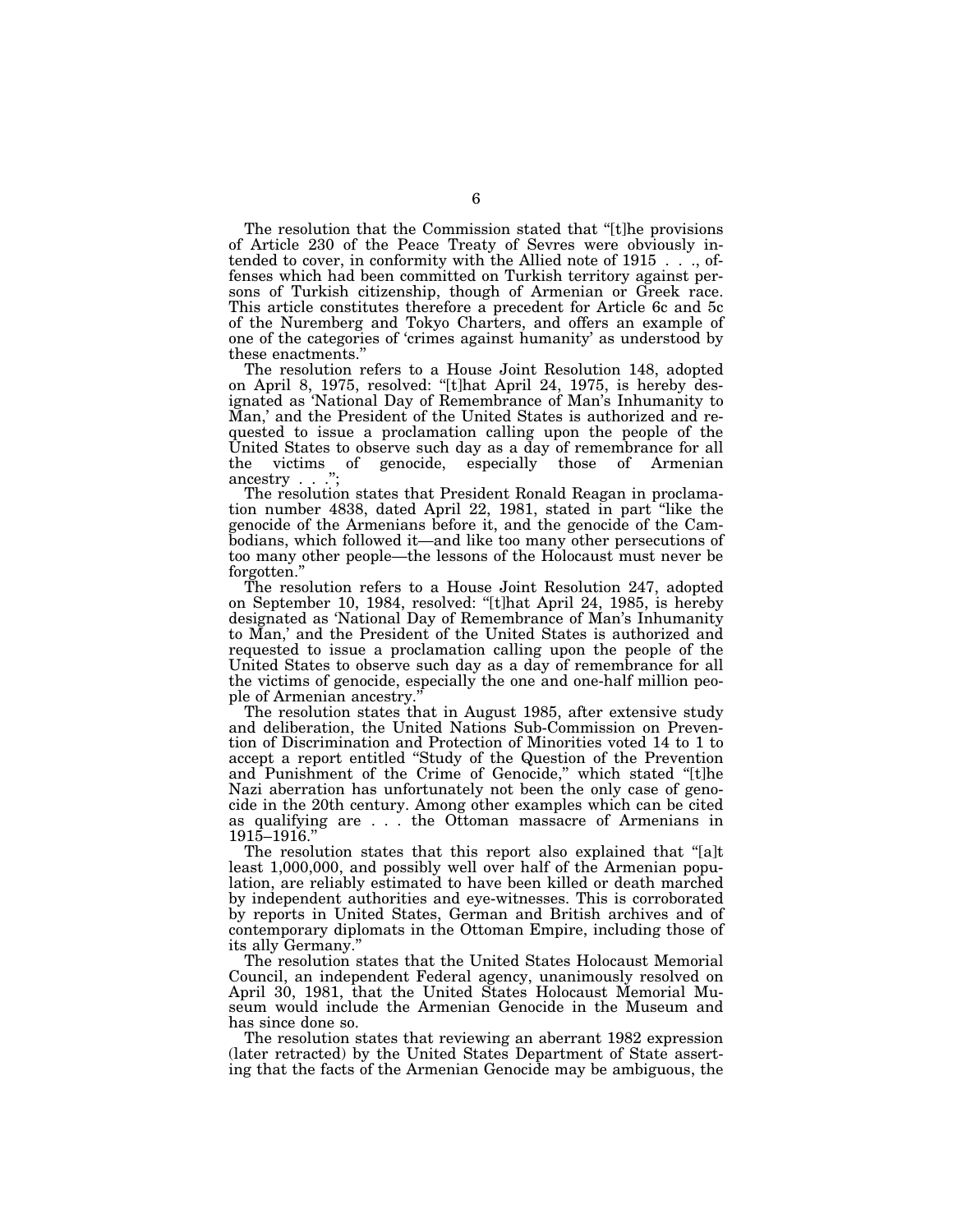The resolution that the Commission stated that "[t]he provisions of Article 230 of the Peace Treaty of Sevres were obviously intended to cover, in conformity with the Allied note of 1915 . . ., offenses which had been committed on Turkish territory against persons of Turkish citizenship, though of Armenian or Greek race. This article constitutes therefore a precedent for Article 6c and 5c of the Nuremberg and Tokyo Charters, and offers an example of one of the categories of 'crimes against humanity' as understood by these enactments."

The resolution refers to a House Joint Resolution 148, adopted on April 8, 1975, resolved: "[t]hat April 24, 1975, is hereby designated as 'National Day of Remembrance of Man's Inhumanity to Man,' and the President of the United States is authorized and requested to issue a proclamation calling upon the people of the United States to observe such day as a day of remembrance for all the victims of genocide, especially those of Armenian ancestry . . .";

The resolution states that President Ronald Reagan in proclamation number 4838, dated April 22, 1981, stated in part "like the genocide of the Armenians before it, and the genocide of the Cambodians, which followed it—and like too many other persecutions of too many other people—the lessons of the Holocaust must never be forgotten."

The resolution refers to a House Joint Resolution 247, adopted on September 10, 1984, resolved: "[t]hat April 24, 1985, is hereby designated as 'National Day of Remembrance of Man's Inhumanity to Man,' and the President of the United States is authorized and requested to issue a proclamation calling upon the people of the United States to observe such day as a day of remembrance for all the victims of genocide, especially the one and one-half million people of Armenian ancestry."

The resolution states that in August 1985, after extensive study and deliberation, the United Nations Sub-Commission on Prevention of Discrimination and Protection of Minorities voted 14 to 1 to accept a report entitled "Study of the Question of the Prevention and Punishment of the Crime of Genocide," which stated "[t]he Nazi aberration has unfortunately not been the only case of genocide in the 20th century. Among other examples which can be cited as qualifying are . . . the Ottoman massacre of Armenians in 1915–1916."

The resolution states that this report also explained that "[a]t least 1,000,000, and possibly well over half of the Armenian population, are reliably estimated to have been killed or death marched by independent authorities and eye-witnesses. This is corroborated by reports in United States, German and British archives and of contemporary diplomats in the Ottoman Empire, including those of its ally Germany."

The resolution states that the United States Holocaust Memorial Council, an independent Federal agency, unanimously resolved on April 30, 1981, that the United States Holocaust Memorial Museum would include the Armenian Genocide in the Museum and has since done so.

The resolution states that reviewing an aberrant 1982 expression (later retracted) by the United States Department of State asserting that the facts of the Armenian Genocide may be ambiguous, the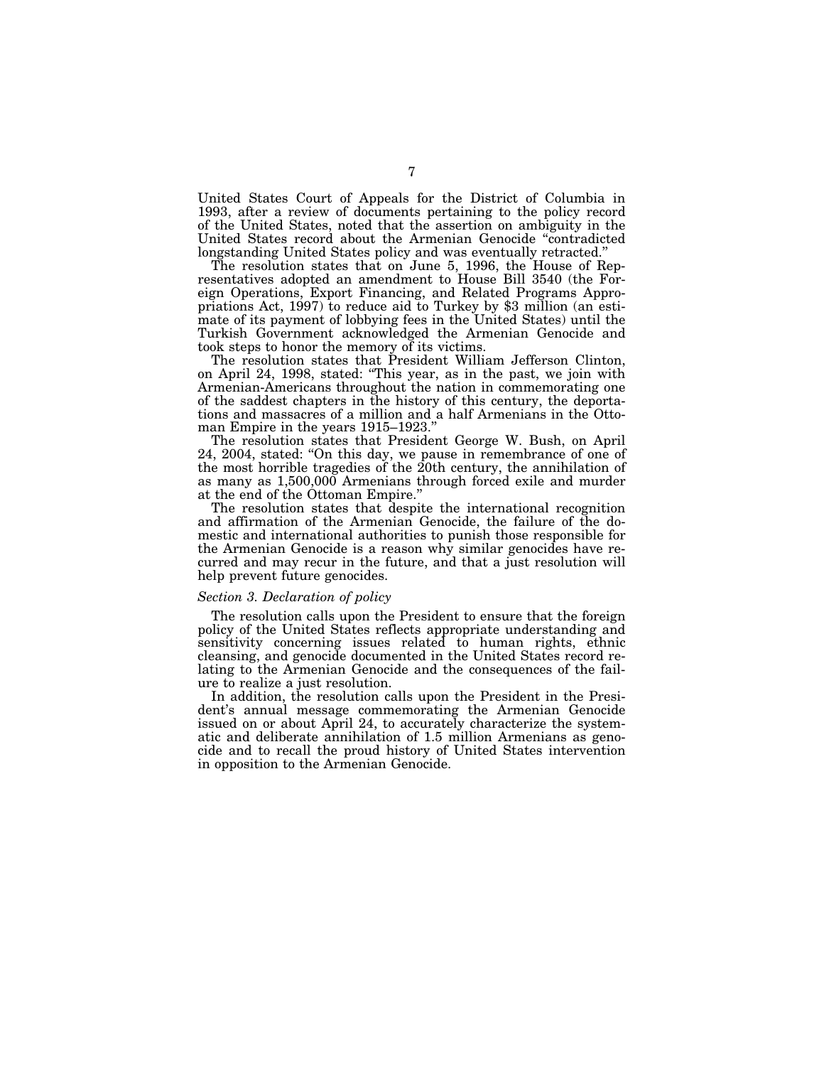United States Court of Appeals for the District of Columbia in 1993, after a review of documents pertaining to the policy record of the United States, noted that the assertion on ambiguity in the United States record about the Armenian Genocide "contradicted longstanding United States policy and was eventually retracted."

The resolution states that on June 5, 1996, the House of Representatives adopted an amendment to House Bill 3540 (the Foreign Operations, Export Financing, and Related Programs Appropriations Act, 1997) to reduce aid to Turkey by $3 million (an estimate of its payment of lobbying fees in the United States) until the Turkish Government acknowledged the Armenian Genocide and took steps to honor the memory of its victims.

The resolution states that President William Jefferson Clinton, on April 24, 1998, stated: "This year, as in the past, we join with Armenian-Americans throughout the nation in commemorating one of the saddest chapters in the history of this century, the deportations and massacres of a million and a half Armenians in the Ottoman Empire in the years 1915–1923."

The resolution states that President George W. Bush, on April 24, 2004, stated: "On this day, we pause in remembrance of one of the most horrible tragedies of the 20th century, the annihilation of as many as 1,500,000 Armenians through forced exile and murder at the end of the Ottoman Empire."

The resolution states that despite the international recognition and affirmation of the Armenian Genocide, the failure of the domestic and international authorities to punish those responsible for the Armenian Genocide is a reason why similar genocides have recurred and may recur in the future, and that a just resolution will help prevent future genocides.

*Section 3. Declaration of policy*

The resolution calls upon the President to ensure that the foreign policy of the United States reflects appropriate understanding and sensitivity concerning issues related to human rights, ethnic cleansing, and genocide documented in the United States record relating to the Armenian Genocide and the consequences of the failure to realize a just resolution.

In addition, the resolution calls upon the President in the President's annual message commemorating the Armenian Genocide issued on or about April 24, to accurately characterize the systematic and deliberate annihilation of 1.5 million Armenians as genocide and to recall the proud history of United States intervention in opposition to the Armenian Genocide.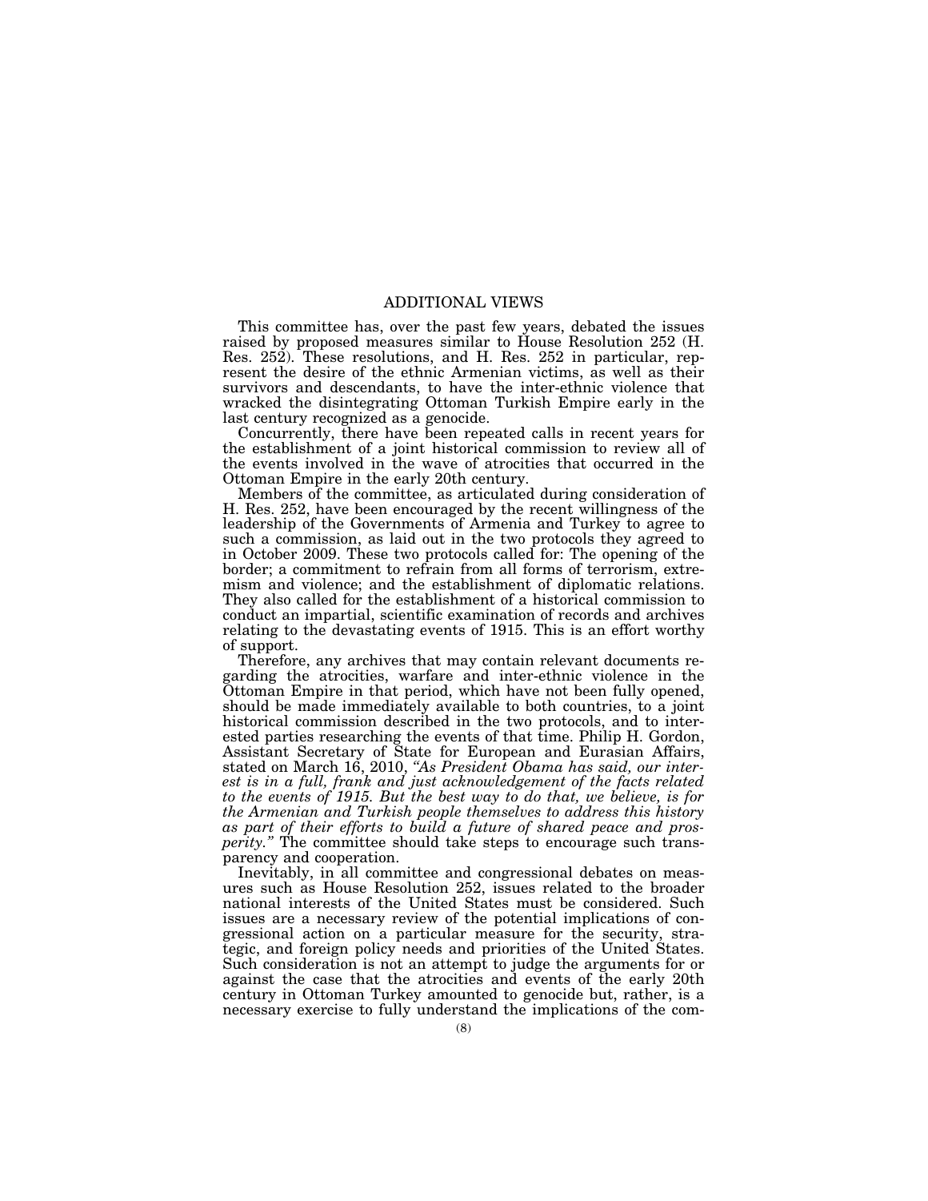## ADDITIONAL VIEWS

This committee has, over the past few years, debated the issues raised by proposed measures similar to House Resolution 252 (H. Res. 252). These resolutions, and H. Res. 252 in particular, represent the desire of the ethnic Armenian victims, as well as their survivors and descendants, to have the inter-ethnic violence that wracked the disintegrating Ottoman Turkish Empire early in the last century recognized as a genocide.

Concurrently, there have been repeated calls in recent years for the establishment of a joint historical commission to review all of the events involved in the wave of atrocities that occurred in the Ottoman Empire in the early 20th century.

Members of the committee, as articulated during consideration of H. Res. 252, have been encouraged by the recent willingness of the leadership of the Governments of Armenia and Turkey to agree to such a commission, as laid out in the two protocols they agreed to in October 2009. These two protocols called for: The opening of the border; a commitment to refrain from all forms of terrorism, extremism and violence; and the establishment of diplomatic relations. They also called for the establishment of a historical commission to conduct an impartial, scientific examination of records and archives relating to the devastating events of 1915. This is an effort worthy of support.

Therefore, any archives that may contain relevant documents regarding the atrocities, warfare and inter-ethnic violence in the Ottoman Empire in that period, which have not been fully opened, should be made immediately available to both countries, to a joint historical commission described in the two protocols, and to interested parties researching the events of that time. Philip H. Gordon, Assistant Secretary of State for European and Eurasian Affairs, stated on March 16, 2010, *"As President Obama has said, our interest is in a full, frank and just acknowledgement of the facts related to the events of 1915. But the best way to do that, we believe, is for the Armenian and Turkish people themselves to address this history as part of their efforts to build a future of shared peace and prosperity."* The committee should take steps to encourage such transparency and cooperation.

Inevitably, in all committee and congressional debates on measures such as House Resolution 252, issues related to the broader national interests of the United States must be considered. Such issues are a necessary review of the potential implications of congressional action on a particular measure for the security, strategic, and foreign policy needs and priorities of the United States. Such consideration is not an attempt to judge the arguments for or against the case that the atrocities and events of the early 20th century in Ottoman Turkey amounted to genocide but, rather, is a necessary exercise to fully understand the implications of the com-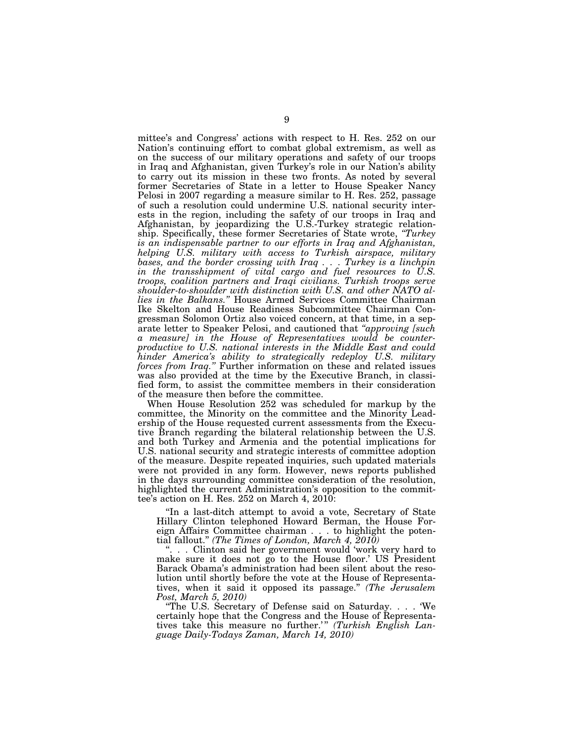mittee's and Congress' actions with respect to H. Res. 252 on our Nation's continuing effort to combat global extremism, as well as on the success of our military operations and safety of our troops in Iraq and Afghanistan, given Turkey's role in our Nation's ability to carry out its mission in these two fronts. As noted by several former Secretaries of State in a letter to House Speaker Nancy Pelosi in 2007 regarding a measure similar to H. Res. 252, passage of such a resolution could undermine U.S. national security interests in the region, including the safety of our troops in Iraq and Afghanistan, by jeopardizing the U.S.-Turkey strategic relationship. Specifically, these former Secretaries of State wrote, *"Turkey is an indispensable partner to our efforts in Iraq and Afghanistan, helping U.S. military with access to Turkish airspace, military bases, and the border crossing with Iraq . . . Turkey is a linchpin in the transshipment of vital cargo and fuel resources to U.S. troops, coalition partners and Iraqi civilians. Turkish troops serve shoulder-to-shoulder with distinction with U.S. and other NATO allies in the Balkans."* House Armed Services Committee Chairman Ike Skelton and House Readiness Subcommittee Chairman Congressman Solomon Ortiz also voiced concern, at that time, in a separate letter to Speaker Pelosi, and cautioned that *"approving [such a measure] in the House of Representatives would be counterproductive to U.S. national interests in the Middle East and could hinder America's ability to strategically redeploy U.S. military forces from Iraq."* Further information on these and related issues was also provided at the time by the Executive Branch, in classified form, to assist the committee members in their consideration of the measure then before the committee.

When House Resolution 252 was scheduled for markup by the committee, the Minority on the committee and the Minority Leadership of the House requested current assessments from the Executive Branch regarding the bilateral relationship between the U.S. and both Turkey and Armenia and the potential implications for U.S. national security and strategic interests of committee adoption of the measure. Despite repeated inquiries, such updated materials were not provided in any form. However, news reports published in the days surrounding committee consideration of the resolution, highlighted the current Administration's opposition to the committee's action on H. Res. 252 on March 4, 2010:

> "In a last-ditch attempt to avoid a vote, Secretary of State Hillary Clinton telephoned Howard Berman, the House Foreign Affairs Committee chairman . . . to highlight the potential fallout." *(The Times of London, March 4, 2010)*
>
> ". . . Clinton said her government would 'work very hard to make sure it does not go to the House floor.' US President Barack Obama's administration had been silent about the resolution until shortly before the vote at the House of Representatives, when it said it opposed its passage." *(The Jerusalem Post, March 5, 2010)*
>
> "The U.S. Secretary of Defense said on Saturday. . . . 'We certainly hope that the Congress and the House of Representatives take this measure no further.'" *(Turkish English Language Daily-Todays Zaman, March 14, 2010)*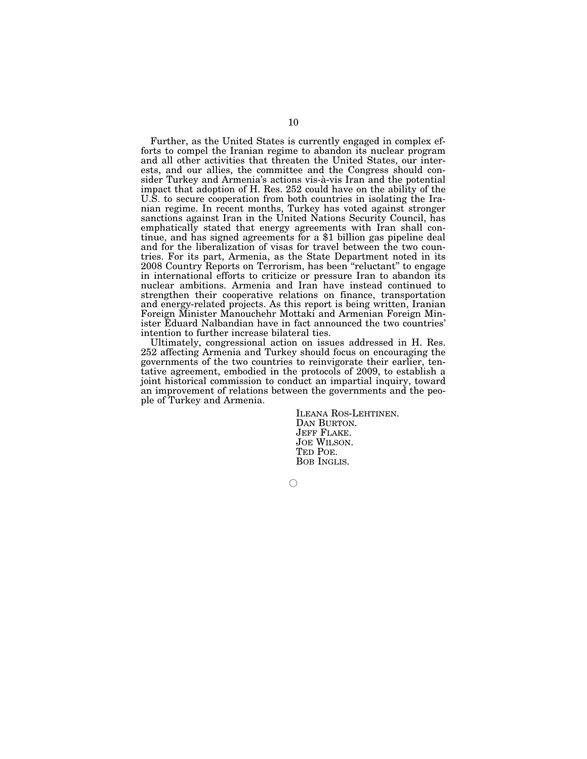Further, as the United States is currently engaged in complex efforts to compel the Iranian regime to abandon its nuclear program and all other activities that threaten the United States, our interests, and our allies, the committee and the Congress should consider Turkey and Armenia's actions vis-à-vis Iran and the potential impact that adoption of H. Res. 252 could have on the ability of the U.S. to secure cooperation from both countries in isolating the Iranian regime. In recent months, Turkey has voted against stronger sanctions against Iran in the United Nations Security Council, has emphatically stated that energy agreements with Iran shall continue, and has signed agreements for a $1 billion gas pipeline deal and for the liberalization of visas for travel between the two countries. For its part, Armenia, as the State Department noted in its 2008 Country Reports on Terrorism, has been "reluctant" to engage in international efforts to criticize or pressure Iran to abandon its nuclear ambitions. Armenia and Iran have instead continued to strengthen their cooperative relations on finance, transportation and energy-related projects. As this report is being written, Iranian Foreign Minister Manouchehr Mottaki and Armenian Foreign Minister Eduard Nalbandian have in fact announced the two countries' intention to further increase bilateral ties.

Ultimately, congressional action on issues addressed in H. Res. 252 affecting Armenia and Turkey should focus on encouraging the governments of the two countries to reinvigorate their earlier, tentative agreement, embodied in the protocols of 2009, to establish a joint historical commission to conduct an impartial inquiry, toward an improvement of relations between the governments and the people of Turkey and Armenia.

ILEANA ROS-LEHTINEN.
DAN BURTON.
JEFF FLAKE.
JOE WILSON.
TED POE.
BOB INGLIS.